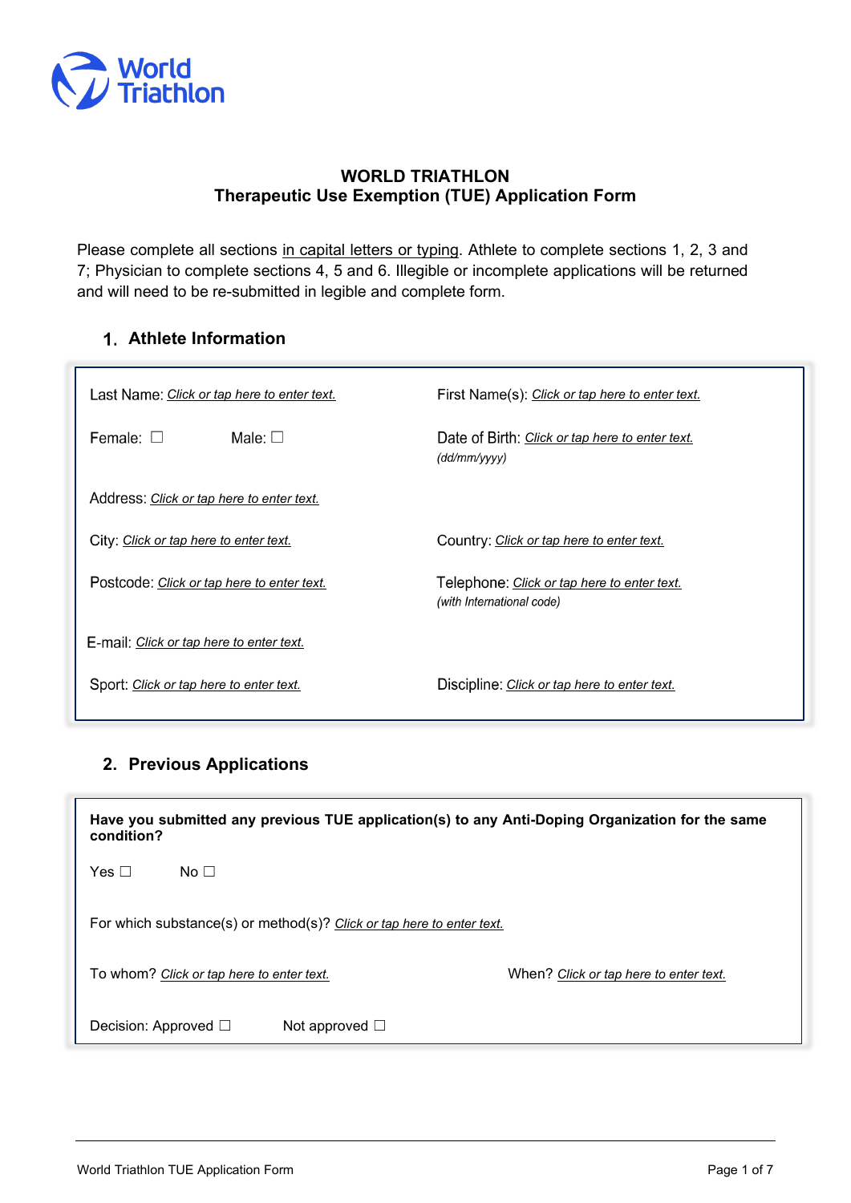World Triathlon

# WORLD TRIATHLON
# Therapeutic Use Exemption (TUE) Application Form

Please complete all sections in capital letters or typing. Athlete to complete sections 1, 2, 3 and 7; Physician to complete sections 4, 5 and 6. Illegible or incomplete applications will be returned and will need to be re-submitted in legible and complete form.

## 1. Athlete Information

Last Name: *Click or tap here to enter text.*

First Name(s): *Click or tap here to enter text.*

Female: ☐ Male: ☐

Date of Birth: *Click or tap here to enter text.*
*(dd/mm/yyyy)*

Address: *Click or tap here to enter text.*

City: *Click or tap here to enter text.*

Country: *Click or tap here to enter text.*

Postcode: *Click or tap here to enter text.*

Telephone: *Click or tap here to enter text.*
*(with International code)*

E-mail: *Click or tap here to enter text.*

Sport: *Click or tap here to enter text.*

Discipline: *Click or tap here to enter text.*

## 2. Previous Applications

**Have you submitted any previous TUE application(s) to any Anti-Doping Organization for the same condition?**

Yes ☐ No ☐

For which substance(s) or method(s)? *Click or tap here to enter text.*

To whom? *Click or tap here to enter text.*

When? *Click or tap here to enter text.*

Decision: Approved ☐ Not approved ☐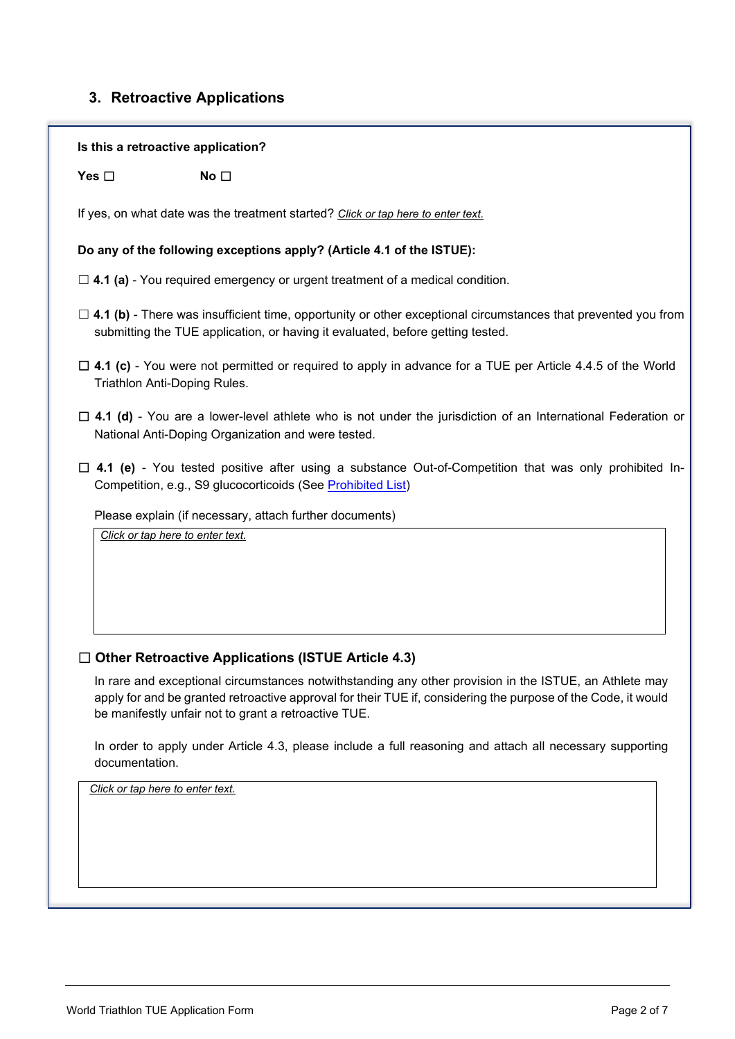## 3. Retroactive Applications

**Is this a retroactive application?**

**Yes** ☐ **No** ☐

If yes, on what date was the treatment started? *Click or tap here to enter text.*

**Do any of the following exceptions apply? (Article 4.1 of the ISTUE):**

☐ **4.1 (a)** - You required emergency or urgent treatment of a medical condition.

☐ **4.1 (b)** - There was insufficient time, opportunity or other exceptional circumstances that prevented you from submitting the TUE application, or having it evaluated, before getting tested.

☐ **4.1 (c)** - You were not permitted or required to apply in advance for a TUE per Article 4.4.5 of the World Triathlon Anti-Doping Rules.

☐ **4.1 (d)** - You are a lower-level athlete who is not under the jurisdiction of an International Federation or National Anti-Doping Organization and were tested.

☐ **4.1 (e)** - You tested positive after using a substance Out-of-Competition that was only prohibited In-Competition, e.g., S9 glucocorticoids (See Prohibited List)

Please explain (if necessary, attach further documents)

*Click or tap here to enter text.*

### ☐ Other Retroactive Applications (ISTUE Article 4.3)

In rare and exceptional circumstances notwithstanding any other provision in the ISTUE, an Athlete may apply for and be granted retroactive approval for their TUE if, considering the purpose of the Code, it would be manifestly unfair not to grant a retroactive TUE.

In order to apply under Article 4.3, please include a full reasoning and attach all necessary supporting documentation.

*Click or tap here to enter text.*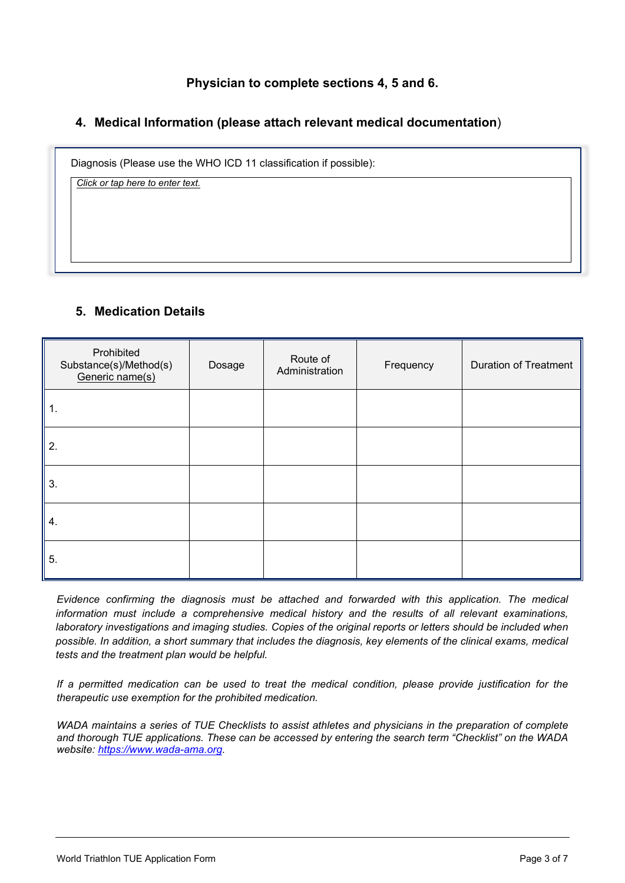**Physician to complete sections 4, 5 and 6.**

## 4. Medical Information (please attach relevant medical documentation)

Diagnosis (Please use the WHO ICD 11 classification if possible):

*Click or tap here to enter text.*

## 5. Medication Details

| Prohibited Substance(s)/Method(s) Generic name(s) | Dosage | Route of Administration | Frequency | Duration of Treatment |
|---|---|---|---|---|
| 1. | | | | |
| 2. | | | | |
| 3. | | | | |
| 4. | | | | |
| 5. | | | | |

*Evidence confirming the diagnosis must be attached and forwarded with this application. The medical information must include a comprehensive medical history and the results of all relevant examinations, laboratory investigations and imaging studies. Copies of the original reports or letters should be included when possible. In addition, a short summary that includes the diagnosis, key elements of the clinical exams, medical tests and the treatment plan would be helpful.*

*If a permitted medication can be used to treat the medical condition, please provide justification for the therapeutic use exemption for the prohibited medication.*

*WADA maintains a series of TUE Checklists to assist athletes and physicians in the preparation of complete and thorough TUE applications. These can be accessed by entering the search term "Checklist" on the WADA website: https://www.wada-ama.org.*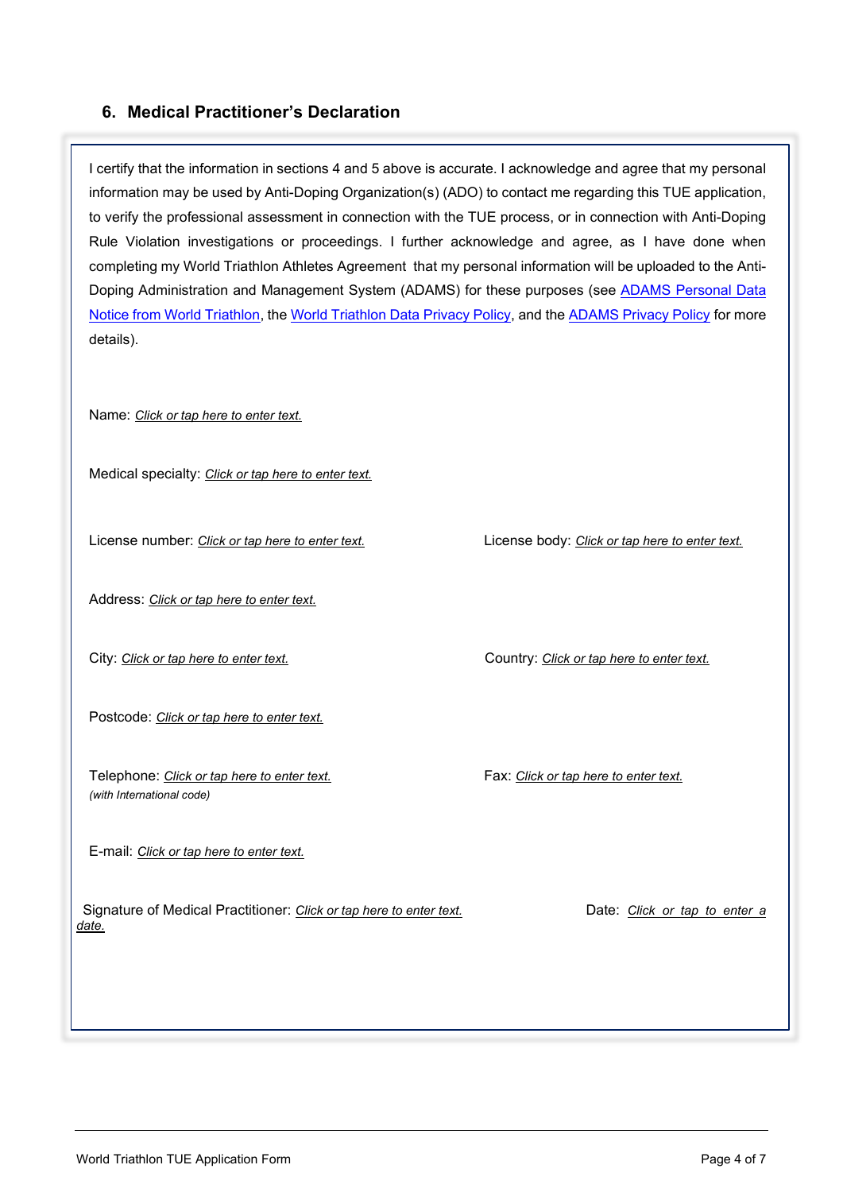## 6. Medical Practitioner's Declaration

I certify that the information in sections 4 and 5 above is accurate. I acknowledge and agree that my personal information may be used by Anti-Doping Organization(s) (ADO) to contact me regarding this TUE application, to verify the professional assessment in connection with the TUE process, or in connection with Anti-Doping Rule Violation investigations or proceedings. I further acknowledge and agree, as I have done when completing my World Triathlon Athletes Agreement that my personal information will be uploaded to the Anti-Doping Administration and Management System (ADAMS) for these purposes (see ADAMS Personal Data Notice from World Triathlon, the World Triathlon Data Privacy Policy, and the ADAMS Privacy Policy for more details).

Name: *Click or tap here to enter text.*

Medical specialty: *Click or tap here to enter text.*

License number: *Click or tap here to enter text.*

License body: *Click or tap here to enter text.*

Address: *Click or tap here to enter text.*

City: *Click or tap here to enter text.*

Country: *Click or tap here to enter text.*

Postcode: *Click or tap here to enter text.*

Telephone: *Click or tap here to enter text.*
*(with International code)*

Fax: *Click or tap here to enter text.*

E-mail: *Click or tap here to enter text.*

Signature of Medical Practitioner: *Click or tap here to enter text.*

Date: *Click or tap to enter a date.*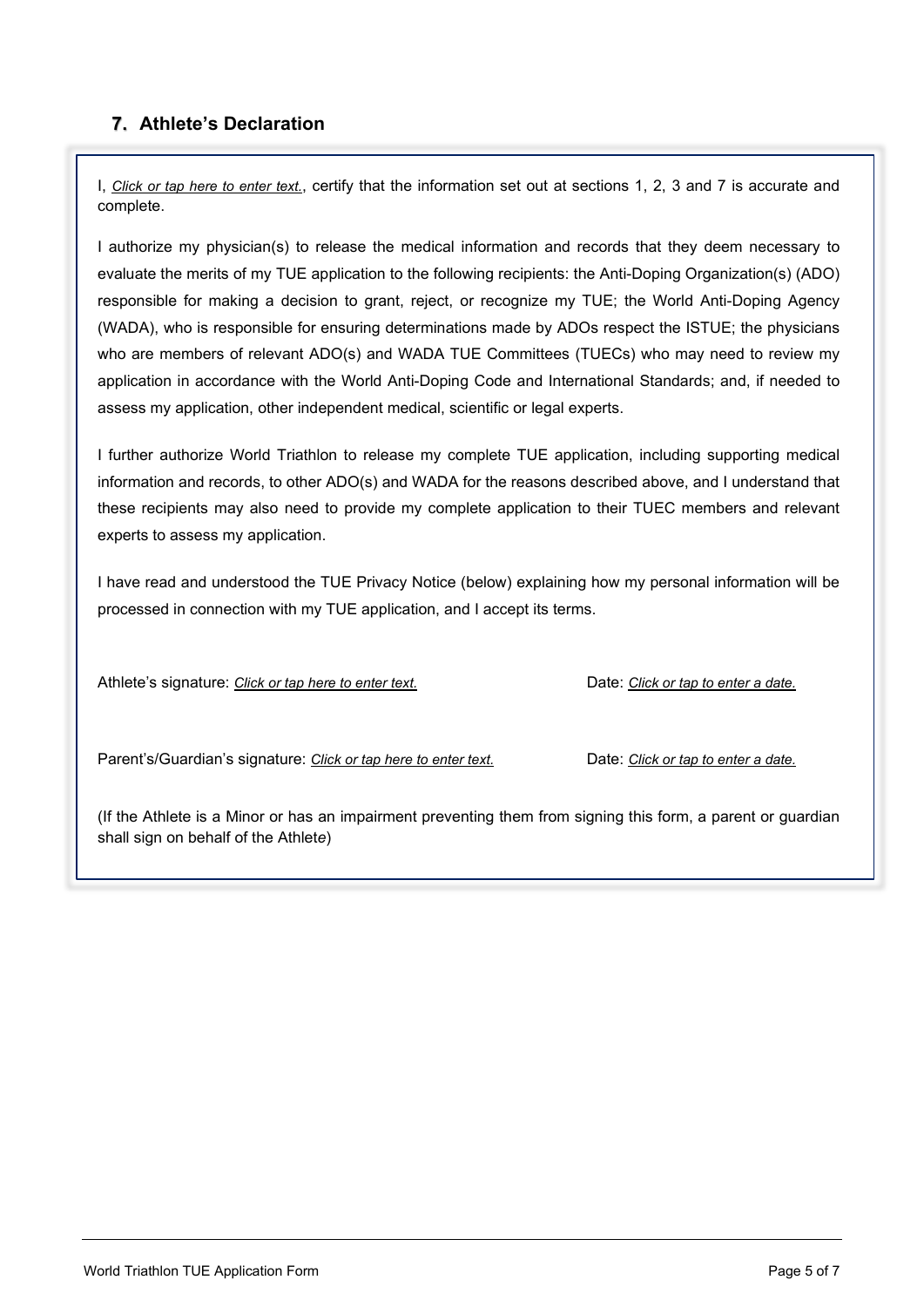## 7. Athlete's Declaration

I, *Click or tap here to enter text.*, certify that the information set out at sections 1, 2, 3 and 7 is accurate and complete.

I authorize my physician(s) to release the medical information and records that they deem necessary to evaluate the merits of my TUE application to the following recipients: the Anti-Doping Organization(s) (ADO) responsible for making a decision to grant, reject, or recognize my TUE; the World Anti-Doping Agency (WADA), who is responsible for ensuring determinations made by ADOs respect the ISTUE; the physicians who are members of relevant ADO(s) and WADA TUE Committees (TUECs) who may need to review my application in accordance with the World Anti-Doping Code and International Standards; and, if needed to assess my application, other independent medical, scientific or legal experts.

I further authorize World Triathlon to release my complete TUE application, including supporting medical information and records, to other ADO(s) and WADA for the reasons described above, and I understand that these recipients may also need to provide my complete application to their TUEC members and relevant experts to assess my application.

I have read and understood the TUE Privacy Notice (below) explaining how my personal information will be processed in connection with my TUE application, and I accept its terms.

Athlete's signature: *Click or tap here to enter text.* Date: *Click or tap to enter a date.*

Parent's/Guardian's signature: *Click or tap here to enter text.* Date: *Click or tap to enter a date.*

(If the Athlete is a Minor or has an impairment preventing them from signing this form, a parent or guardian shall sign on behalf of the Athlete)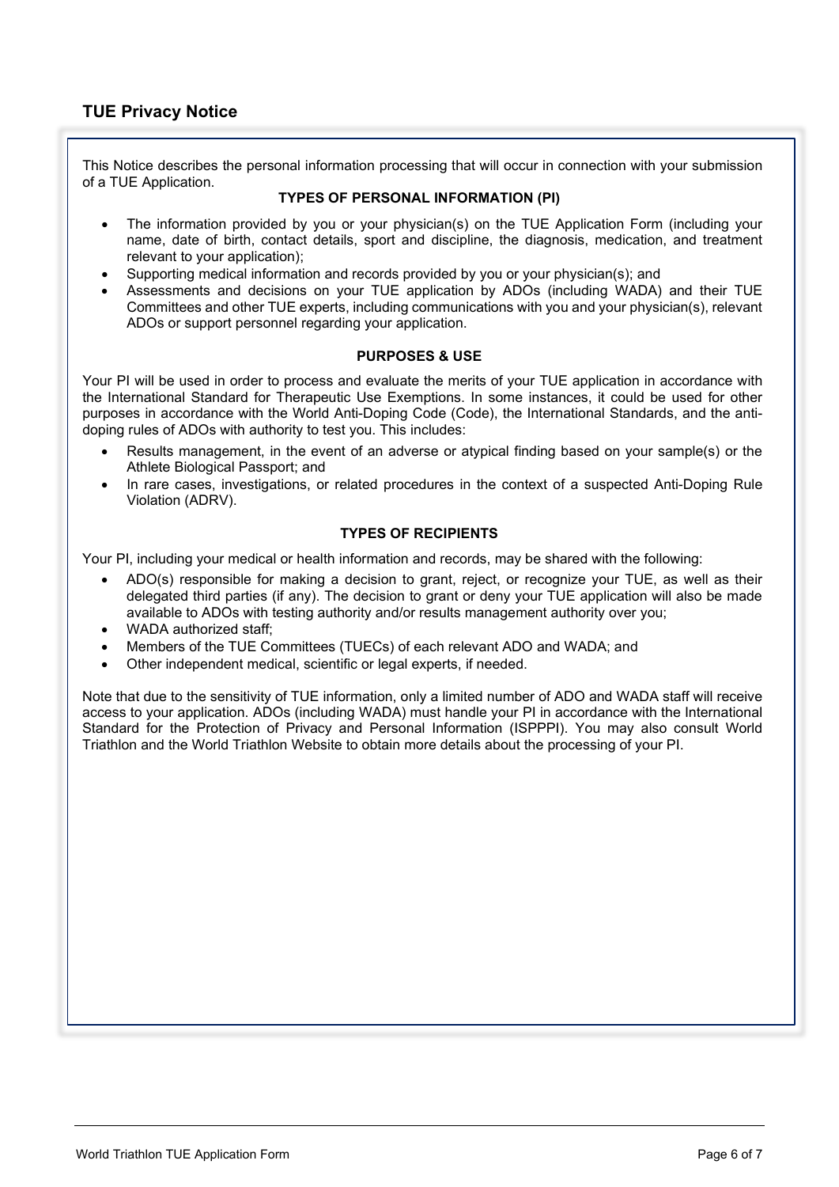## TUE Privacy Notice

This Notice describes the personal information processing that will occur in connection with your submission of a TUE Application.

**TYPES OF PERSONAL INFORMATION (PI)**

- The information provided by you or your physician(s) on the TUE Application Form (including your name, date of birth, contact details, sport and discipline, the diagnosis, medication, and treatment relevant to your application);
- Supporting medical information and records provided by you or your physician(s); and
- Assessments and decisions on your TUE application by ADOs (including WADA) and their TUE Committees and other TUE experts, including communications with you and your physician(s), relevant ADOs or support personnel regarding your application.

**PURPOSES & USE**

Your PI will be used in order to process and evaluate the merits of your TUE application in accordance with the International Standard for Therapeutic Use Exemptions. In some instances, it could be used for other purposes in accordance with the World Anti-Doping Code (Code), the International Standards, and the anti-doping rules of ADOs with authority to test you. This includes:

- Results management, in the event of an adverse or atypical finding based on your sample(s) or the Athlete Biological Passport; and
- In rare cases, investigations, or related procedures in the context of a suspected Anti-Doping Rule Violation (ADRV).

**TYPES OF RECIPIENTS**

Your PI, including your medical or health information and records, may be shared with the following:

- ADO(s) responsible for making a decision to grant, reject, or recognize your TUE, as well as their delegated third parties (if any). The decision to grant or deny your TUE application will also be made available to ADOs with testing authority and/or results management authority over you;
- WADA authorized staff;
- Members of the TUE Committees (TUECs) of each relevant ADO and WADA; and
- Other independent medical, scientific or legal experts, if needed.

Note that due to the sensitivity of TUE information, only a limited number of ADO and WADA staff will receive access to your application. ADOs (including WADA) must handle your PI in accordance with the International Standard for the Protection of Privacy and Personal Information (ISPPPI). You may also consult World Triathlon and the World Triathlon Website to obtain more details about the processing of your PI.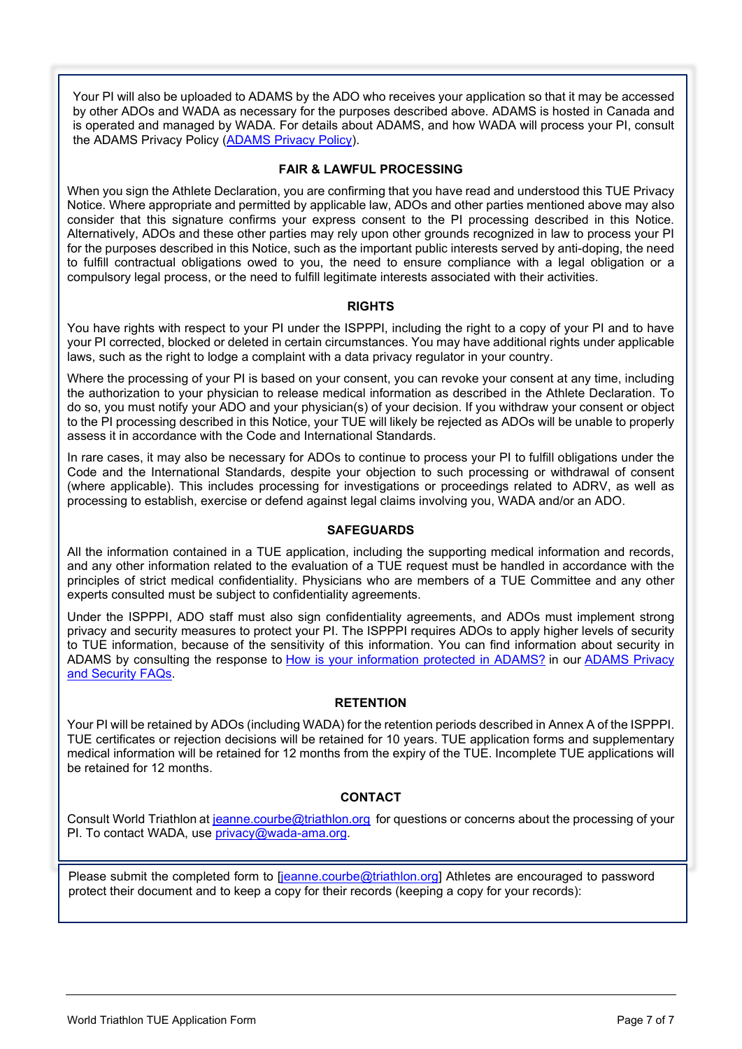Your PI will also be uploaded to ADAMS by the ADO who receives your application so that it may be accessed by other ADOs and WADA as necessary for the purposes described above. ADAMS is hosted in Canada and is operated and managed by WADA. For details about ADAMS, and how WADA will process your PI, consult the ADAMS Privacy Policy (ADAMS Privacy Policy).

### FAIR & LAWFUL PROCESSING

When you sign the Athlete Declaration, you are confirming that you have read and understood this TUE Privacy Notice. Where appropriate and permitted by applicable law, ADOs and other parties mentioned above may also consider that this signature confirms your express consent to the PI processing described in this Notice. Alternatively, ADOs and these other parties may rely upon other grounds recognized in law to process your PI for the purposes described in this Notice, such as the important public interests served by anti-doping, the need to fulfill contractual obligations owed to you, the need to ensure compliance with a legal obligation or a compulsory legal process, or the need to fulfill legitimate interests associated with their activities.

### RIGHTS

You have rights with respect to your PI under the ISPPPI, including the right to a copy of your PI and to have your PI corrected, blocked or deleted in certain circumstances. You may have additional rights under applicable laws, such as the right to lodge a complaint with a data privacy regulator in your country.

Where the processing of your PI is based on your consent, you can revoke your consent at any time, including the authorization to your physician to release medical information as described in the Athlete Declaration. To do so, you must notify your ADO and your physician(s) of your decision. If you withdraw your consent or object to the PI processing described in this Notice, your TUE will likely be rejected as ADOs will be unable to properly assess it in accordance with the Code and International Standards.

In rare cases, it may also be necessary for ADOs to continue to process your PI to fulfill obligations under the Code and the International Standards, despite your objection to such processing or withdrawal of consent (where applicable). This includes processing for investigations or proceedings related to ADRV, as well as processing to establish, exercise or defend against legal claims involving you, WADA and/or an ADO.

### SAFEGUARDS

All the information contained in a TUE application, including the supporting medical information and records, and any other information related to the evaluation of a TUE request must be handled in accordance with the principles of strict medical confidentiality. Physicians who are members of a TUE Committee and any other experts consulted must be subject to confidentiality agreements.

Under the ISPPPI, ADO staff must also sign confidentiality agreements, and ADOs must implement strong privacy and security measures to protect your PI. The ISPPPI requires ADOs to apply higher levels of security to TUE information, because of the sensitivity of this information. You can find information about security in ADAMS by consulting the response to How is your information protected in ADAMS? in our ADAMS Privacy and Security FAQs.

### RETENTION

Your PI will be retained by ADOs (including WADA) for the retention periods described in Annex A of the ISPPPI. TUE certificates or rejection decisions will be retained for 10 years. TUE application forms and supplementary medical information will be retained for 12 months from the expiry of the TUE. Incomplete TUE applications will be retained for 12 months.

### CONTACT

Consult World Triathlon at jeanne.courbe@triathlon.org for questions or concerns about the processing of your PI. To contact WADA, use privacy@wada-ama.org.

Please submit the completed form to [jeanne.courbe@triathlon.org] Athletes are encouraged to password protect their document and to keep a copy for their records (keeping a copy for your records):